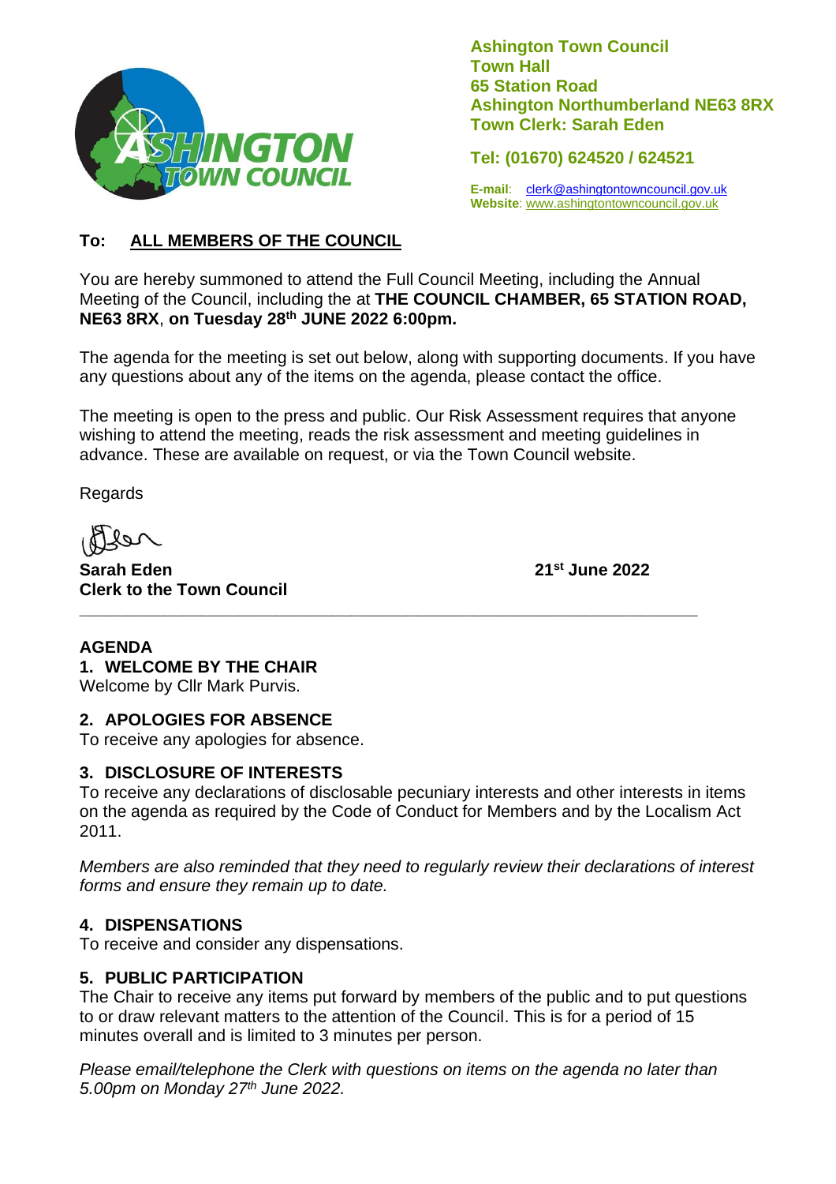**Ashington Town Council**
**Town Hall**
**65 Station Road**
**Ashington Northumberland NE63 8RX**
**Town Clerk: Sarah Eden**

**Tel: (01670) 624520 / 624521**

**E-mail**: clerk@ashingtontowncouncil.gov.uk
**Website**: www.ashingtontowncouncil.gov.uk

**To: ALL MEMBERS OF THE COUNCIL**

You are hereby summoned to attend the Full Council Meeting, including the Annual Meeting of the Council, including the at **THE COUNCIL CHAMBER, 65 STATION ROAD, NE63 8RX**, **on Tuesday 28th JUNE 2022 6:00pm.**

The agenda for the meeting is set out below, along with supporting documents. If you have any questions about any of the items on the agenda, please contact the office.

The meeting is open to the press and public. Our Risk Assessment requires that anyone wishing to attend the meeting, reads the risk assessment and meeting guidelines in advance. These are available on request, or via the Town Council website.

Regards

**Sarah Eden**
**Clerk to the Town Council**

**21st June 2022**

---

## AGENDA

### 1. WELCOME BY THE CHAIR

Welcome by Cllr Mark Purvis.

### 2. APOLOGIES FOR ABSENCE

To receive any apologies for absence.

### 3. DISCLOSURE OF INTERESTS

To receive any declarations of disclosable pecuniary interests and other interests in items on the agenda as required by the Code of Conduct for Members and by the Localism Act 2011.

*Members are also reminded that they need to regularly review their declarations of interest forms and ensure they remain up to date.*

### 4. DISPENSATIONS

To receive and consider any dispensations.

### 5. PUBLIC PARTICIPATION

The Chair to receive any items put forward by members of the public and to put questions to or draw relevant matters to the attention of the Council. This is for a period of 15 minutes overall and is limited to 3 minutes per person.

*Please email/telephone the Clerk with questions on items on the agenda no later than 5.00pm on Monday 27th June 2022.*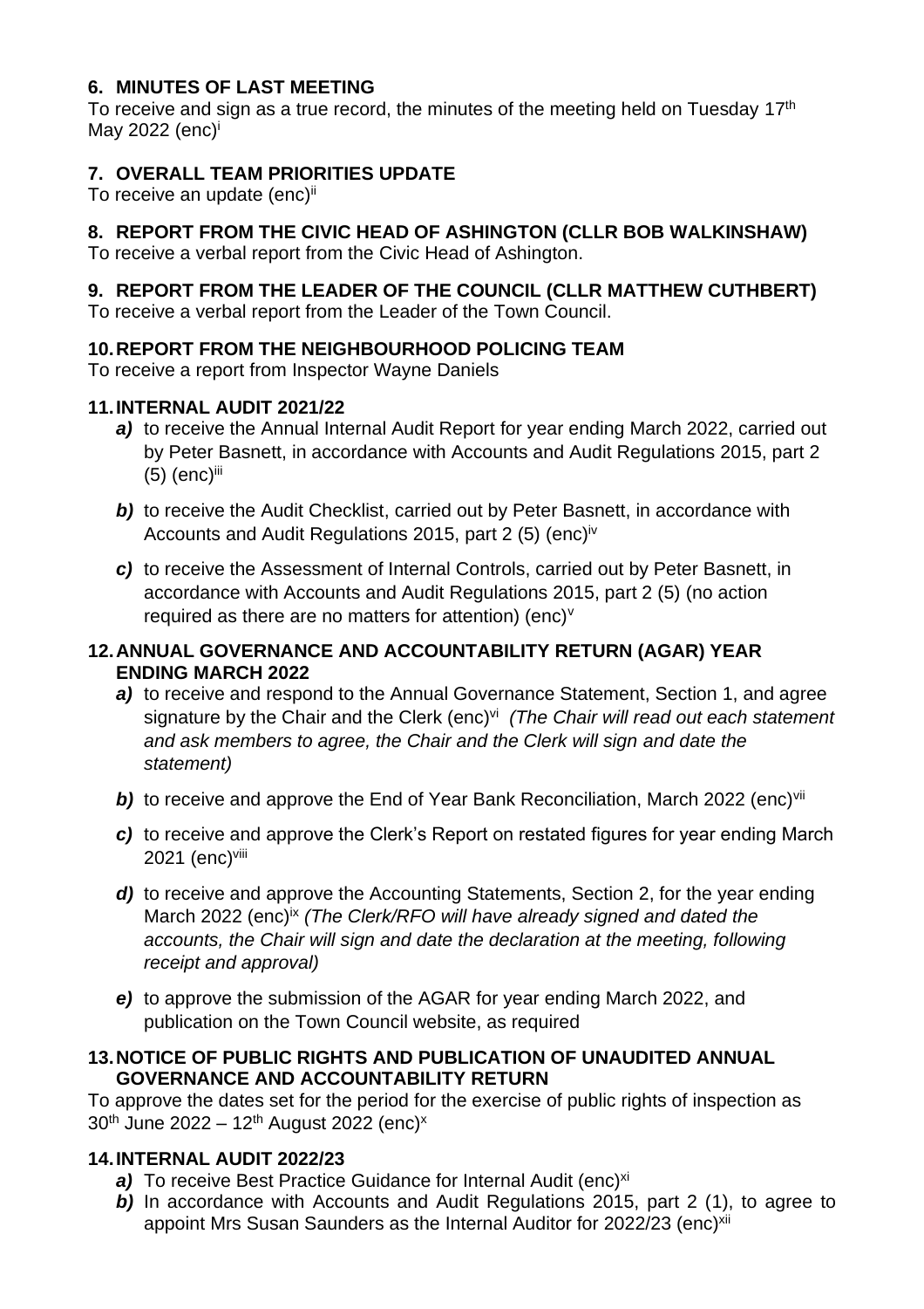### 6. MINUTES OF LAST MEETING

To receive and sign as a true record, the minutes of the meeting held on Tuesday 17th May 2022 (enc)[i]

### 7. OVERALL TEAM PRIORITIES UPDATE

To receive an update (enc)[ii]

### 8. REPORT FROM THE CIVIC HEAD OF ASHINGTON (CLLR BOB WALKINSHAW)

To receive a verbal report from the Civic Head of Ashington.

### 9. REPORT FROM THE LEADER OF THE COUNCIL (CLLR MATTHEW CUTHBERT)

To receive a verbal report from the Leader of the Town Council.

### 10. REPORT FROM THE NEIGHBOURHOOD POLICING TEAM

To receive a report from Inspector Wayne Daniels

### 11. INTERNAL AUDIT 2021/22

- ***a)*** to receive the Annual Internal Audit Report for year ending March 2022, carried out by Peter Basnett, in accordance with Accounts and Audit Regulations 2015, part 2 (5) (enc)[iii]
- ***b)*** to receive the Audit Checklist, carried out by Peter Basnett, in accordance with Accounts and Audit Regulations 2015, part 2 (5) (enc)[iv]
- ***c)*** to receive the Assessment of Internal Controls, carried out by Peter Basnett, in accordance with Accounts and Audit Regulations 2015, part 2 (5) (no action required as there are no matters for attention) (enc)[v]

### 12. ANNUAL GOVERNANCE AND ACCOUNTABILITY RETURN (AGAR) YEAR ENDING MARCH 2022

- ***a)*** to receive and respond to the Annual Governance Statement, Section 1, and agree signature by the Chair and the Clerk (enc)[vi] *(The Chair will read out each statement and ask members to agree, the Chair and the Clerk will sign and date the statement)*
- ***b)*** to receive and approve the End of Year Bank Reconciliation, March 2022 (enc)[vii]
- ***c)*** to receive and approve the Clerk's Report on restated figures for year ending March 2021 (enc)[viii]
- ***d)*** to receive and approve the Accounting Statements, Section 2, for the year ending March 2022 (enc)[ix] *(The Clerk/RFO will have already signed and dated the accounts, the Chair will sign and date the declaration at the meeting, following receipt and approval)*
- ***e)*** to approve the submission of the AGAR for year ending March 2022, and publication on the Town Council website, as required

### 13. NOTICE OF PUBLIC RIGHTS AND PUBLICATION OF UNAUDITED ANNUAL GOVERNANCE AND ACCOUNTABILITY RETURN

To approve the dates set for the period for the exercise of public rights of inspection as 30th June 2022 – 12th August 2022 (enc)[x]

### 14. INTERNAL AUDIT 2022/23

- ***a)*** To receive Best Practice Guidance for Internal Audit (enc)[xi]
- ***b)*** In accordance with Accounts and Audit Regulations 2015, part 2 (1), to agree to appoint Mrs Susan Saunders as the Internal Auditor for 2022/23 (enc)[xii]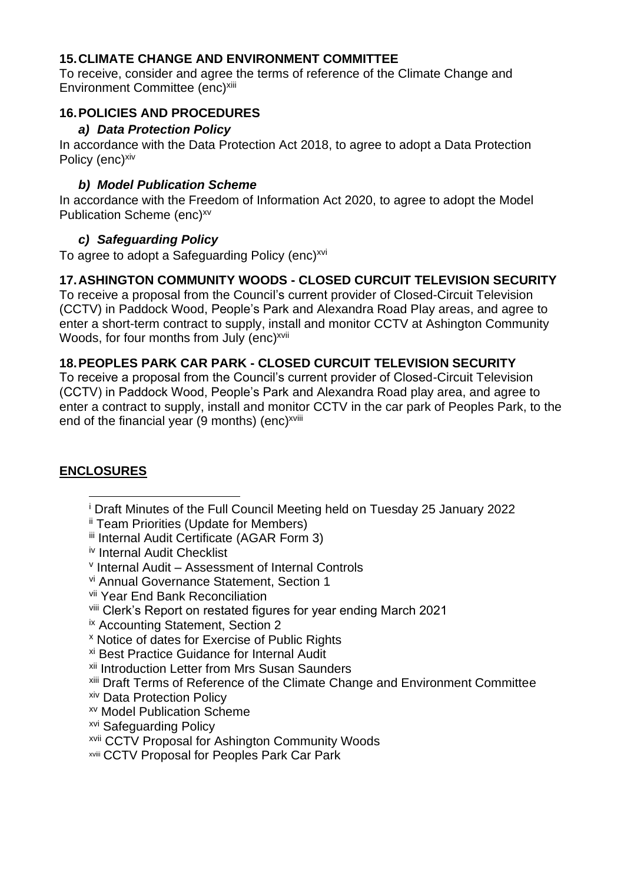## 15. CLIMATE CHANGE AND ENVIRONMENT COMMITTEE

To receive, consider and agree the terms of reference of the Climate Change and Environment Committee (enc)[xiii]

## 16. POLICIES AND PROCEDURES

### *a) Data Protection Policy*

In accordance with the Data Protection Act 2018, to agree to adopt a Data Protection Policy (enc)[xiv]

### *b) Model Publication Scheme*

In accordance with the Freedom of Information Act 2020, to agree to adopt the Model Publication Scheme (enc)[xv]

### *c) Safeguarding Policy*

To agree to adopt a Safeguarding Policy (enc)[xvi]

## 17. ASHINGTON COMMUNITY WOODS - CLOSED CURCUIT TELEVISION SECURITY

To receive a proposal from the Council's current provider of Closed-Circuit Television (CCTV) in Paddock Wood, People's Park and Alexandra Road Play areas, and agree to enter a short-term contract to supply, install and monitor CCTV at Ashington Community Woods, for four months from July (enc)[xvii]

## 18. PEOPLES PARK CAR PARK - CLOSED CURCUIT TELEVISION SECURITY

To receive a proposal from the Council's current provider of Closed-Circuit Television (CCTV) in Paddock Wood, People's Park and Alexandra Road play area, and agree to enter a contract to supply, install and monitor CCTV in the car park of Peoples Park, to the end of the financial year (9 months) (enc)[xviii]

## ENCLOSURES

[i] Draft Minutes of the Full Council Meeting held on Tuesday 25 January 2022
[ii] Team Priorities (Update for Members)
[iii] Internal Audit Certificate (AGAR Form 3)
[iv] Internal Audit Checklist
[v] Internal Audit – Assessment of Internal Controls
[vi] Annual Governance Statement, Section 1
[vii] Year End Bank Reconciliation
[viii] Clerk's Report on restated figures for year ending March 2021
[ix] Accounting Statement, Section 2
[x] Notice of dates for Exercise of Public Rights
[xi] Best Practice Guidance for Internal Audit
[xii] Introduction Letter from Mrs Susan Saunders
[xiii] Draft Terms of Reference of the Climate Change and Environment Committee
[xiv] Data Protection Policy
[xv] Model Publication Scheme
[xvi] Safeguarding Policy
[xvii] CCTV Proposal for Ashington Community Woods
[xviii] CCTV Proposal for Peoples Park Car Park